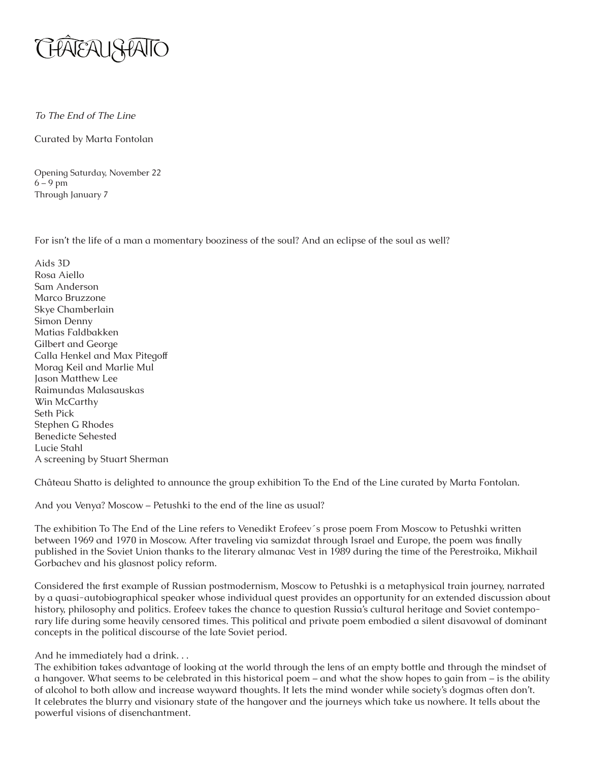# CHÂTEAU SHATTO

*To The End of The Line*

Curated by Marta Fontolan

Opening Saturday, November 22
6 – 9 pm
Through January 7

For isn't the life of a man a momentary booziness of the soul? And an eclipse of the soul as well?

Aids 3D
Rosa Aiello
Sam Anderson
Marco Bruzzone
Skye Chamberlain
Simon Denny
Matias Faldbakken
Gilbert and George
Calla Henkel and Max Pitegoff
Morag Keil and Marlie Mul
Jason Matthew Lee
Raimundas Malasauskas
Win McCarthy
Seth Pick
Stephen G Rhodes
Benedicte Sehested
Lucie Stahl
A screening by Stuart Sherman

Château Shatto is delighted to announce the group exhibition To the End of the Line curated by Marta Fontolan.

And you Venya? Moscow – Petushki to the end of the line as usual?

The exhibition To The End of the Line refers to Venedikt Erofeev´s prose poem From Moscow to Petushki written between 1969 and 1970 in Moscow. After traveling via samizdat through Israel and Europe, the poem was finally published in the Soviet Union thanks to the literary almanac Vest in 1989 during the time of the Perestroika, Mikhail Gorbachev and his glasnost policy reform.

Considered the first example of Russian postmodernism, Moscow to Petushki is a metaphysical train journey, narrated by a quasi-autobiographical speaker whose individual quest provides an opportunity for an extended discussion about history, philosophy and politics. Erofeev takes the chance to question Russia's cultural heritage and Soviet contemporary life during some heavily censored times. This political and private poem embodied a silent disavowal of dominant concepts in the political discourse of the late Soviet period.

And he immediately had a drink. . .
The exhibition takes advantage of looking at the world through the lens of an empty bottle and through the mindset of a hangover. What seems to be celebrated in this historical poem – and what the show hopes to gain from – is the ability of alcohol to both allow and increase wayward thoughts. It lets the mind wonder while society's dogmas often don't. It celebrates the blurry and visionary state of the hangover and the journeys which take us nowhere. It tells about the powerful visions of disenchantment.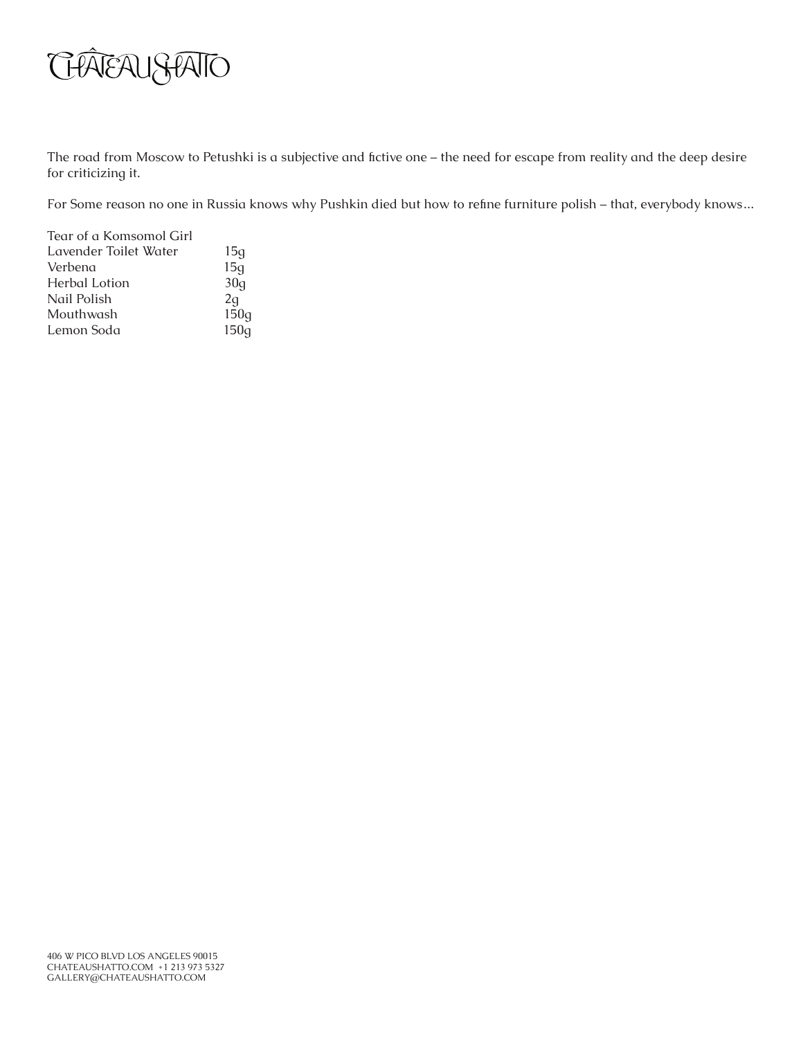The road from Moscow to Petushki is a subjective and fictive one – the need for escape from reality and the deep desire for criticizing it.

For Some reason no one in Russia knows why Pushkin died but how to refine furniture polish – that, everybody knows...

| Tear of a Komsomol Girl | |
| --- | --- |
| Lavender Toilet Water | 15g |
| Verbena | 15g |
| Herbal Lotion | 30g |
| Nail Polish | 2g |
| Mouthwash | 150g |
| Lemon Soda | 150g |

406 W PICO BLVD LOS ANGELES 90015
CHATEAUSHATTO.COM +1 213 973 5327
GALLERY@CHATEAUSHATTO.COM